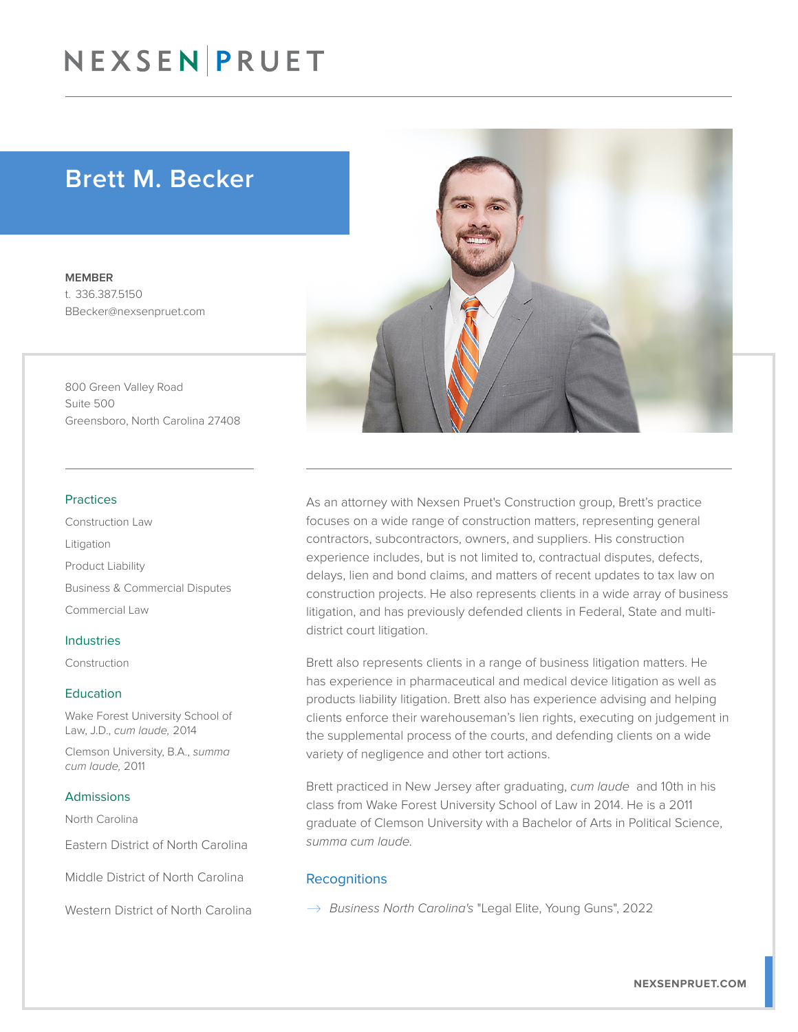# NEXSEN | PRUET

## Brett M. Becker

**MEMBER**
t. 336.387.5150
BBecker@nexsenpruet.com

800 Green Valley Road
Suite 500
Greensboro, North Carolina 27408

### Practices

Construction Law

Litigation

Product Liability

Business & Commercial Disputes

Commercial Law

### Industries

Construction

### Education

Wake Forest University School of Law, J.D., *cum laude,* 2014

Clemson University, B.A., *summa cum laude,* 2011

### Admissions

North Carolina

Eastern District of North Carolina

Middle District of North Carolina

Western District of North Carolina

As an attorney with Nexsen Pruet's Construction group, Brett's practice focuses on a wide range of construction matters, representing general contractors, subcontractors, owners, and suppliers. His construction experience includes, but is not limited to, contractual disputes, defects, delays, lien and bond claims, and matters of recent updates to tax law on construction projects. He also represents clients in a wide array of business litigation, and has previously defended clients in Federal, State and multi-district court litigation.

Brett also represents clients in a range of business litigation matters. He has experience in pharmaceutical and medical device litigation as well as products liability litigation. Brett also has experience advising and helping clients enforce their warehouseman's lien rights, executing on judgement in the supplemental process of the courts, and defending clients on a wide variety of negligence and other tort actions.

Brett practiced in New Jersey after graduating, *cum laude* and 10th in his class from Wake Forest University School of Law in 2014. He is a 2011 graduate of Clemson University with a Bachelor of Arts in Political Science, *summa cum laude.*

### Recognitions

- *Business North Carolina's* "Legal Elite, Young Guns", 2022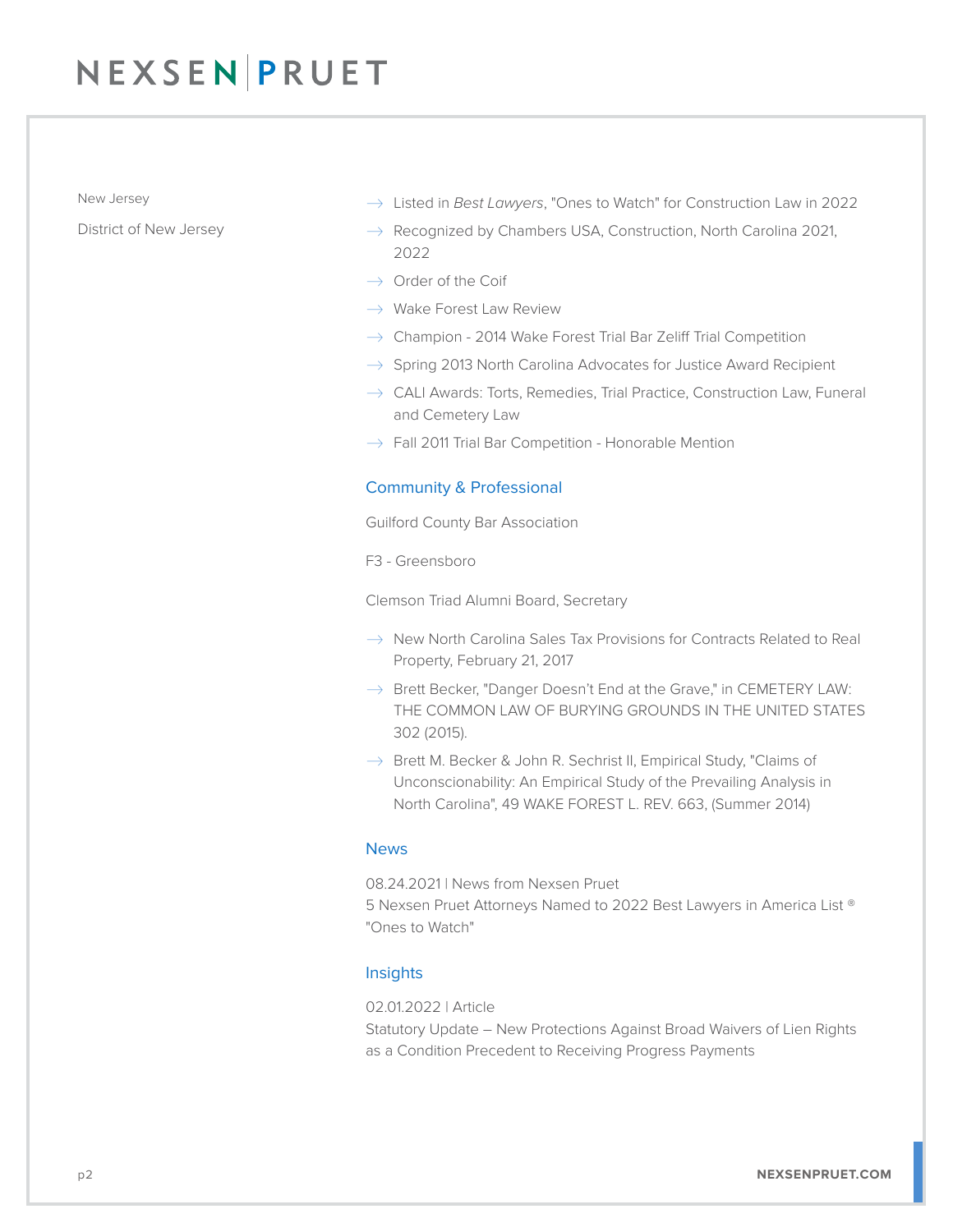New Jersey

District of New Jersey

- Listed in *Best Lawyers*, "Ones to Watch" for Construction Law in 2022
- Recognized by Chambers USA, Construction, North Carolina 2021, 2022
- Order of the Coif
- Wake Forest Law Review
- Champion - 2014 Wake Forest Trial Bar Zeliff Trial Competition
- Spring 2013 North Carolina Advocates for Justice Award Recipient
- CALI Awards: Torts, Remedies, Trial Practice, Construction Law, Funeral and Cemetery Law
- Fall 2011 Trial Bar Competition - Honorable Mention

## Community & Professional

Guilford County Bar Association

F3 - Greensboro

Clemson Triad Alumni Board, Secretary

- New North Carolina Sales Tax Provisions for Contracts Related to Real Property, February 21, 2017
- Brett Becker, "Danger Doesn't End at the Grave," in CEMETERY LAW: THE COMMON LAW OF BURYING GROUNDS IN THE UNITED STATES 302 (2015).
- Brett M. Becker & John R. Sechrist II, Empirical Study, "Claims of Unconscionability: An Empirical Study of the Prevailing Analysis in North Carolina", 49 WAKE FOREST L. REV. 663, (Summer 2014)

## News

08.24.2021 | News from Nexsen Pruet
5 Nexsen Pruet Attorneys Named to 2022 Best Lawyers in America List ® "Ones to Watch"

## Insights

02.01.2022 | Article
Statutory Update – New Protections Against Broad Waivers of Lien Rights as a Condition Precedent to Receiving Progress Payments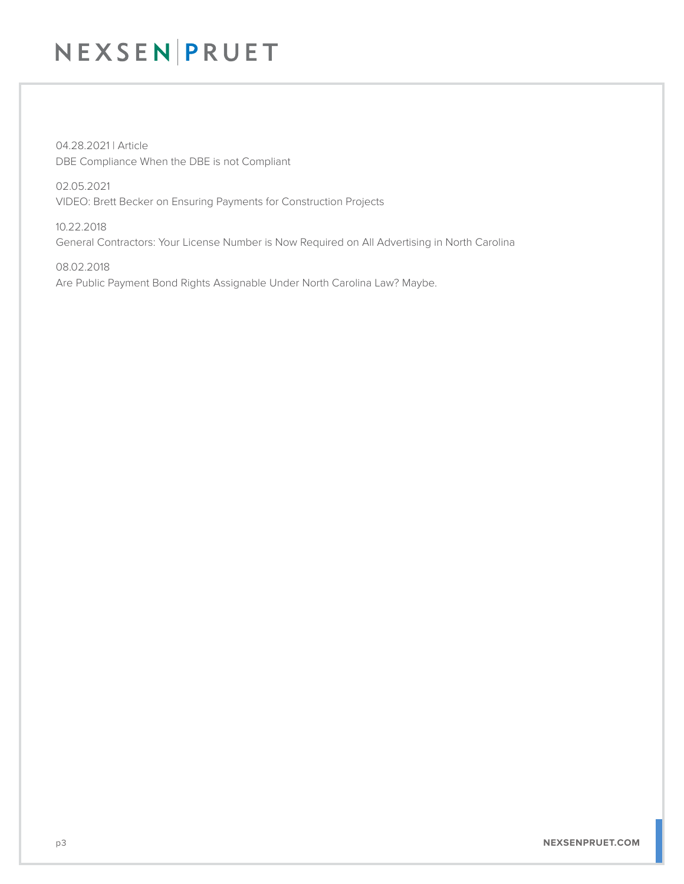04.28.2021 | Article
DBE Compliance When the DBE is not Compliant

02.05.2021
VIDEO: Brett Becker on Ensuring Payments for Construction Projects

10.22.2018
General Contractors: Your License Number is Now Required on All Advertising in North Carolina

08.02.2018
Are Public Payment Bond Rights Assignable Under North Carolina Law? Maybe.